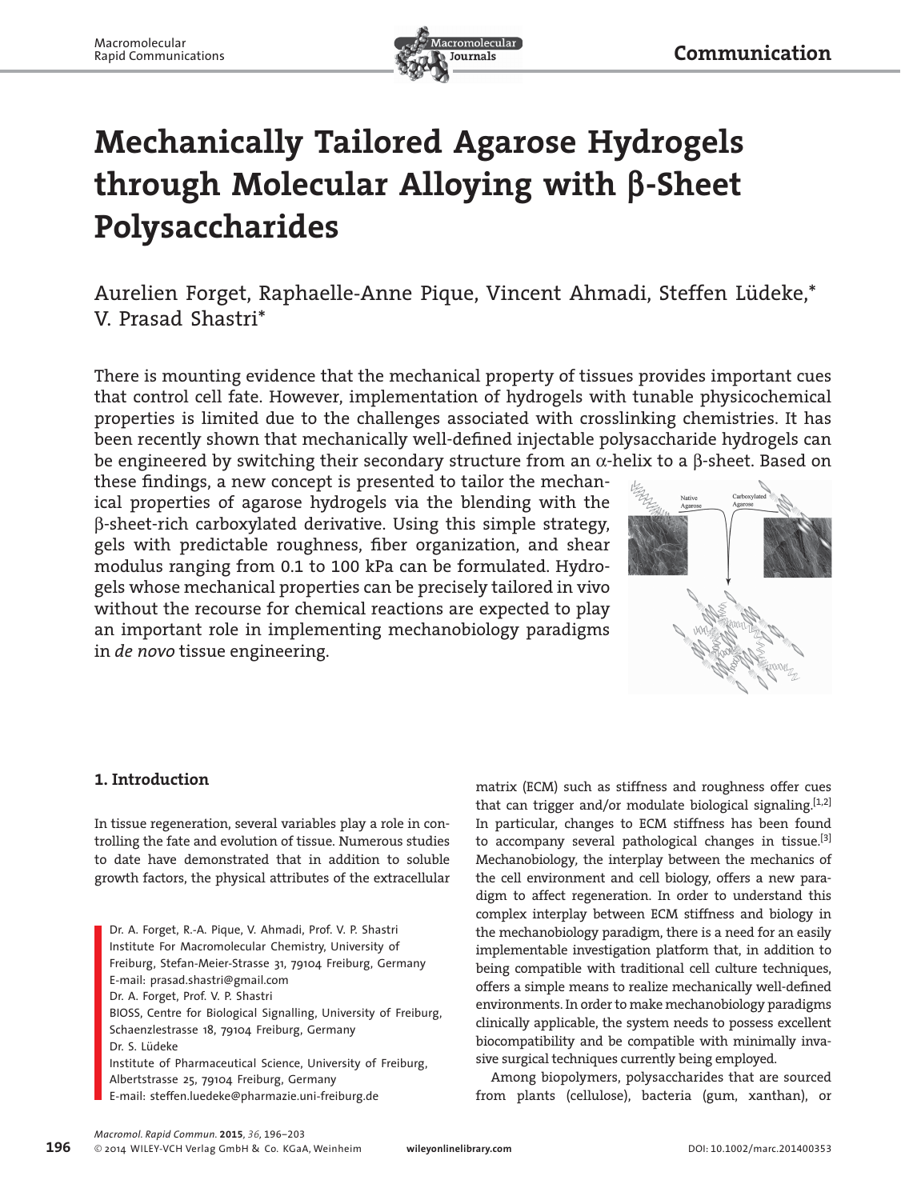Communication

# Mechanically Tailored Agarose Hydrogels through Molecular Alloying with β-Sheet Polysaccharides

Aurelien Forget, Raphaelle-Anne Pique, Vincent Ahmadi, Steffen Lüdeke,* V. Prasad Shastri*

There is mounting evidence that the mechanical property of tissues provides important cues that control cell fate. However, implementation of hydrogels with tunable physicochemical properties is limited due to the challenges associated with crosslinking chemistries. It has been recently shown that mechanically well-defined injectable polysaccharide hydrogels can be engineered by switching their secondary structure from an α-helix to a β-sheet. Based on these findings, a new concept is presented to tailor the mechanical properties of agarose hydrogels via the blending with the β-sheet-rich carboxylated derivative. Using this simple strategy, gels with predictable roughness, fiber organization, and shear modulus ranging from 0.1 to 100 kPa can be formulated. Hydrogels whose mechanical properties can be precisely tailored in vivo without the recourse for chemical reactions are expected to play an important role in implementing mechanobiology paradigms in *de novo* tissue engineering.

## 1. Introduction

In tissue regeneration, several variables play a role in controlling the fate and evolution of tissue. Numerous studies to date have demonstrated that in addition to soluble growth factors, the physical attributes of the extracellular matrix (ECM) such as stiffness and roughness offer cues that can trigger and/or modulate biological signaling.[1,2] In particular, changes to ECM stiffness has been found to accompany several pathological changes in tissue.[3] Mechanobiology, the interplay between the mechanics of the cell environment and cell biology, offers a new paradigm to affect regeneration. In order to understand this complex interplay between ECM stiffness and biology in the mechanobiology paradigm, there is a need for an easily implementable investigation platform that, in addition to being compatible with traditional cell culture techniques, offers a simple means to realize mechanically well-defined environments. In order to make mechanobiology paradigms clinically applicable, the system needs to possess excellent biocompatibility and be compatible with minimally invasive surgical techniques currently being employed.

Among biopolymers, polysaccharides that are sourced from plants (cellulose), bacteria (gum, xanthan), or

Dr. A. Forget, R.-A. Pique, V. Ahmadi, Prof. V. P. Shastri
Institute For Macromolecular Chemistry, University of Freiburg, Stefan-Meier-Strasse 31, 79104 Freiburg, Germany
E-mail: prasad.shastri@gmail.com
Dr. A. Forget, Prof. V. P. Shastri
BIOSS, Centre for Biological Signalling, University of Freiburg, Schaenzlestrasse 18, 79104 Freiburg, Germany
Dr. S. Lüdeke
Institute of Pharmaceutical Science, University of Freiburg, Albertstrasse 25, 79104 Freiburg, Germany
E-mail: steffen.luedeke@pharmazie.uni-freiburg.de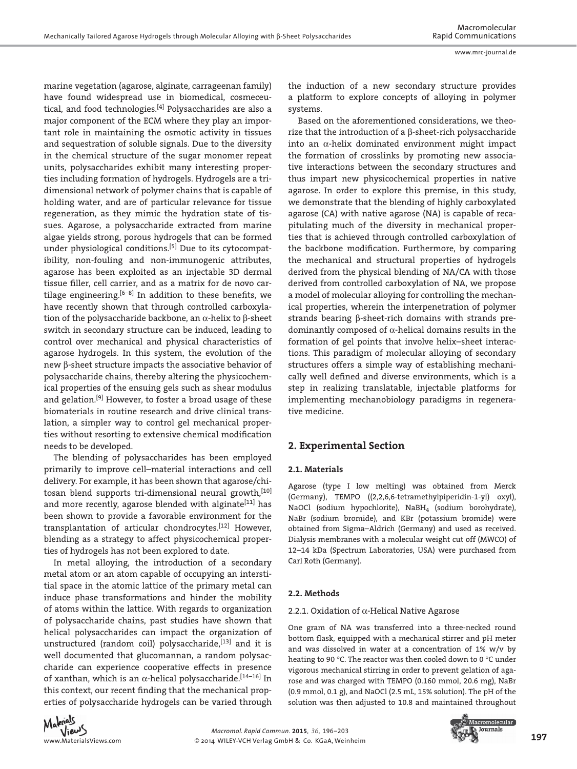marine vegetation (agarose, alginate, carrageenan family) have found widespread use in biomedical, cosmeceutical, and food technologies.[4] Polysaccharides are also a major component of the ECM where they play an important role in maintaining the osmotic activity in tissues and sequestration of soluble signals. Due to the diversity in the chemical structure of the sugar monomer repeat units, polysaccharides exhibit many interesting properties including formation of hydrogels. Hydrogels are a tridimensional network of polymer chains that is capable of holding water, and are of particular relevance for tissue regeneration, as they mimic the hydration state of tissues. Agarose, a polysaccharide extracted from marine algae yields strong, porous hydrogels that can be formed under physiological conditions.[5] Due to its cytocompatibility, non-fouling and non-immunogenic attributes, agarose has been exploited as an injectable 3D dermal tissue filler, cell carrier, and as a matrix for de novo cartilage engineering.[6–8] In addition to these benefits, we have recently shown that through controlled carboxylation of the polysaccharide backbone, an α-helix to β-sheet switch in secondary structure can be induced, leading to control over mechanical and physical characteristics of agarose hydrogels. In this system, the evolution of the new β-sheet structure impacts the associative behavior of polysaccharide chains, thereby altering the physicochemical properties of the ensuing gels such as shear modulus and gelation.[9] However, to foster a broad usage of these biomaterials in routine research and drive clinical translation, a simpler way to control gel mechanical properties without resorting to extensive chemical modification needs to be developed.

The blending of polysaccharides has been employed primarily to improve cell–material interactions and cell delivery. For example, it has been shown that agarose/chitosan blend supports tri-dimensional neural growth,[10] and more recently, agarose blended with alginate[11] has been shown to provide a favorable environment for the transplantation of articular chondrocytes.[12] However, blending as a strategy to affect physicochemical properties of hydrogels has not been explored to date.

In metal alloying, the introduction of a secondary metal atom or an atom capable of occupying an interstitial space in the atomic lattice of the primary metal can induce phase transformations and hinder the mobility of atoms within the lattice. With regards to organization of polysaccharide chains, past studies have shown that helical polysaccharides can impact the organization of unstructured (random coil) polysaccharide,[13] and it is well documented that glucomannan, a random polysaccharide can experience cooperative effects in presence of xanthan, which is an α-helical polysaccharide.[14–16] In this context, our recent finding that the mechanical properties of polysaccharide hydrogels can be varied through the induction of a new secondary structure provides a platform to explore concepts of alloying in polymer systems.

Based on the aforementioned considerations, we theorize that the introduction of a β-sheet-rich polysaccharide into an α-helix dominated environment might impact the formation of crosslinks by promoting new associative interactions between the secondary structures and thus impart new physicochemical properties in native agarose. In order to explore this premise, in this study, we demonstrate that the blending of highly carboxylated agarose (CA) with native agarose (NA) is capable of recapitulating much of the diversity in mechanical properties that is achieved through controlled carboxylation of the backbone modification. Furthermore, by comparing the mechanical and structural properties of hydrogels derived from the physical blending of NA/CA with those derived from controlled carboxylation of NA, we propose a model of molecular alloying for controlling the mechanical properties, wherein the interpenetration of polymer strands bearing β-sheet-rich domains with strands predominantly composed of α-helical domains results in the formation of gel points that involve helix–sheet interactions. This paradigm of molecular alloying of secondary structures offers a simple way of establishing mechanically well defined and diverse environments, which is a step in realizing translatable, injectable platforms for implementing mechanobiology paradigms in regenerative medicine.

## 2. Experimental Section

### 2.1. Materials

Agarose (type I low melting) was obtained from Merck (Germany), TEMPO ((2,2,6,6-tetramethylpiperidin-1-yl) oxyl), NaOCl (sodium hypochlorite), $NaBH_4$ (sodium borohydrate), NaBr (sodium bromide), and KBr (potassium bromide) were obtained from Sigma–Aldrich (Germany) and used as received. Dialysis membranes with a molecular weight cut off (MWCO) of 12–14 kDa (Spectrum Laboratories, USA) were purchased from Carl Roth (Germany).

### 2.2. Methods

#### 2.2.1. Oxidation of α-Helical Native Agarose

One gram of NA was transferred into a three-necked round bottom flask, equipped with a mechanical stirrer and pH meter and was dissolved in water at a concentration of 1% w/v by heating to 90 °C. The reactor was then cooled down to 0 °C under vigorous mechanical stirring in order to prevent gelation of agarose and was charged with TEMPO (0.160 mmol, 20.6 mg), NaBr (0.9 mmol, 0.1 g), and NaOCl (2.5 mL, 15% solution). The pH of the solution was then adjusted to 10.8 and maintained throughout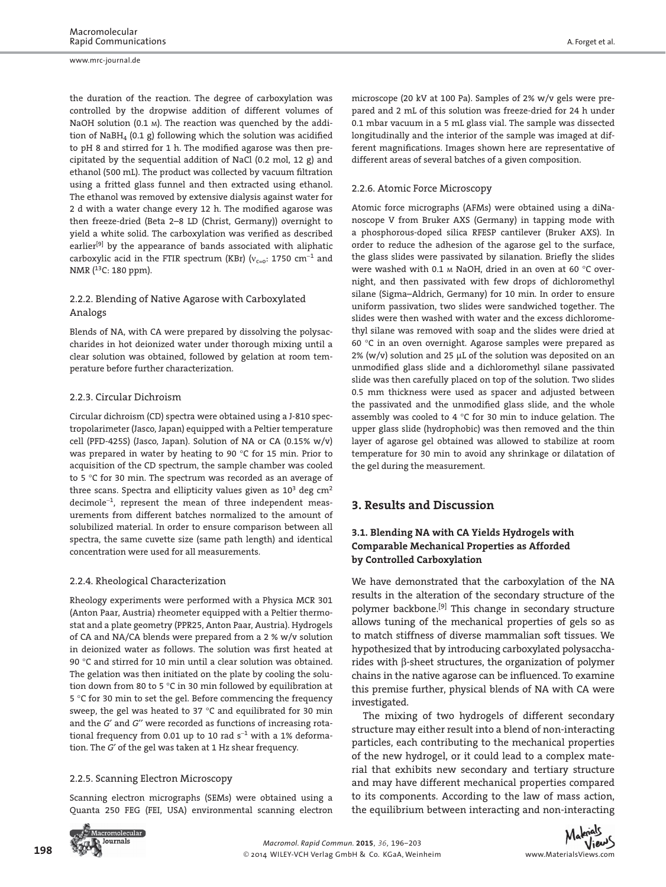the duration of the reaction. The degree of carboxylation was controlled by the dropwise addition of different volumes of NaOH solution (0.1 M). The reaction was quenched by the addition of $NaBH_4$ (0.1 g) following which the solution was acidified to pH 8 and stirred for 1 h. The modified agarose was then precipitated by the sequential addition of NaCl (0.2 mol, 12 g) and ethanol (500 mL). The product was collected by vacuum filtration using a fritted glass funnel and then extracted using ethanol. The ethanol was removed by extensive dialysis against water for 2 d with a water change every 12 h. The modified agarose was then freeze-dried (Beta 2–8 LD (Christ, Germany)) overnight to yield a white solid. The carboxylation was verified as described earlier[9] by the appearance of bands associated with aliphatic carboxylic acid in the FTIR spectrum (KBr) ($\nu_{C=O}$: 1750 $cm^{-1}$ and NMR ($^{13}C$: 180 ppm).

#### 2.2.2. Blending of Native Agarose with Carboxylated Analogs

Blends of NA, with CA were prepared by dissolving the polysaccharides in hot deionized water under thorough mixing until a clear solution was obtained, followed by gelation at room temperature before further characterization.

#### 2.2.3. Circular Dichroism

Circular dichroism (CD) spectra were obtained using a J-810 spectropolarimeter (Jasco, Japan) equipped with a Peltier temperature cell (PFD-425S) (Jasco, Japan). Solution of NA or CA (0.15% w/v) was prepared in water by heating to 90 °C for 15 min. Prior to acquisition of the CD spectrum, the sample chamber was cooled to 5 °C for 30 min. The spectrum was recorded as an average of three scans. Spectra and ellipticity values given as $10^3$ deg $cm^2$ $decimole^{-1}$, represent the mean of three independent measurements from different batches normalized to the amount of solubilized material. In order to ensure comparison between all spectra, the same cuvette size (same path length) and identical concentration were used for all measurements.

#### 2.2.4. Rheological Characterization

Rheology experiments were performed with a Physica MCR 301 (Anton Paar, Austria) rheometer equipped with a Peltier thermostat and a plate geometry (PPR25, Anton Paar, Austria). Hydrogels of CA and NA/CA blends were prepared from a 2 % w/v solution in deionized water as follows. The solution was first heated at 90 °C and stirred for 10 min until a clear solution was obtained. The gelation was then initiated on the plate by cooling the solution down from 80 to 5 °C in 30 min followed by equilibration at 5 °C for 30 min to set the gel. Before commencing the frequency sweep, the gel was heated to 37 °C and equilibrated for 30 min and the $G'$ and $G''$ were recorded as functions of increasing rotational frequency from 0.01 up to 10 rad $s^{-1}$ with a 1% deformation. The $G'$ of the gel was taken at 1 Hz shear frequency.

#### 2.2.5. Scanning Electron Microscopy

Scanning electron micrographs (SEMs) were obtained using a Quanta 250 FEG (FEI, USA) environmental scanning electron microscope (20 kV at 100 Pa). Samples of 2% w/v gels were prepared and 2 mL of this solution was freeze-dried for 24 h under 0.1 mbar vacuum in a 5 mL glass vial. The sample was dissected longitudinally and the interior of the sample was imaged at different magnifications. Images shown here are representative of different areas of several batches of a given composition.

#### 2.2.6. Atomic Force Microscopy

Atomic force micrographs (AFMs) were obtained using a diNanoscope V from Bruker AXS (Germany) in tapping mode with a phosphorous-doped silica RFESP cantilever (Bruker AXS). In order to reduce the adhesion of the agarose gel to the surface, the glass slides were passivated by silanation. Briefly the slides were washed with 0.1 M NaOH, dried in an oven at 60 °C overnight, and then passivated with few drops of dichloromethyl silane (Sigma–Aldrich, Germany) for 10 min. In order to ensure uniform passivation, two slides were sandwiched together. The slides were then washed with water and the excess dichloromethyl silane was removed with soap and the slides were dried at 60 °C in an oven overnight. Agarose samples were prepared as 2% (w/v) solution and 25 µL of the solution was deposited on an unmodified glass slide and a dichloromethyl silane passivated slide was then carefully placed on top of the solution. Two slides 0.5 mm thickness were used as spacer and adjusted between the passivated and the unmodified glass slide, and the whole assembly was cooled to 4 °C for 30 min to induce gelation. The upper glass slide (hydrophobic) was then removed and the thin layer of agarose gel obtained was allowed to stabilize at room temperature for 30 min to avoid any shrinkage or dilatation of the gel during the measurement.

## 3. Results and Discussion

### 3.1. Blending NA with CA Yields Hydrogels with Comparable Mechanical Properties as Afforded by Controlled Carboxylation

We have demonstrated that the carboxylation of the NA results in the alteration of the secondary structure of the polymer backbone.[9] This change in secondary structure allows tuning of the mechanical properties of gels so as to match stiffness of diverse mammalian soft tissues. We hypothesized that by introducing carboxylated polysaccharides with β-sheet structures, the organization of polymer chains in the native agarose can be influenced. To examine this premise further, physical blends of NA with CA were investigated.

The mixing of two hydrogels of different secondary structure may either result into a blend of non-interacting particles, each contributing to the mechanical properties of the new hydrogel, or it could lead to a complex material that exhibits new secondary and tertiary structure and may have different mechanical properties compared to its components. According to the law of mass action, the equilibrium between interacting and non-interacting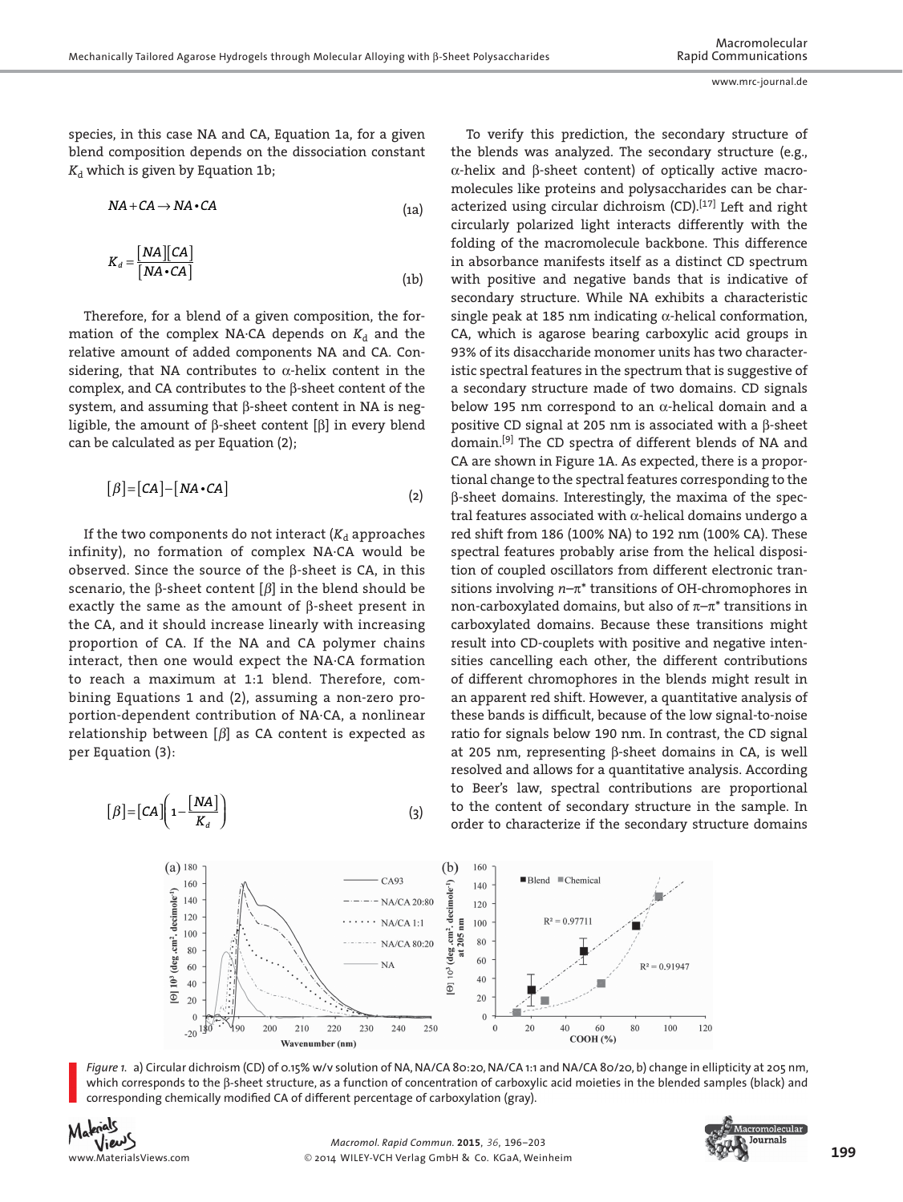species, in this case NA and CA, Equation 1a, for a given blend composition depends on the dissociation constant $K_d$ which is given by Equation 1b;

$$NA + CA \rightarrow NA\bullet CA \tag{1a}$$

$$K_d = \frac{[NA][CA]}{[NA\bullet CA]} \tag{1b}$$

Therefore, for a blend of a given composition, the formation of the complex NA·CA depends on $K_d$ and the relative amount of added components NA and CA. Considering, that NA contributes to α-helix content in the complex, and CA contributes to the β-sheet content of the system, and assuming that β-sheet content in NA is negligible, the amount of β-sheet content [β] in every blend can be calculated as per Equation (2);

$$[\beta] = [CA] - [NA\bullet CA] \tag{2}$$

If the two components do not interact ($K_d$ approaches infinity), no formation of complex NA·CA would be observed. Since the source of the β-sheet is CA, in this scenario, the β-sheet content [$\beta$] in the blend should be exactly the same as the amount of β-sheet present in the CA, and it should increase linearly with increasing proportion of CA. If the NA and CA polymer chains interact, then one would expect the NA·CA formation to reach a maximum at 1:1 blend. Therefore, combining Equations 1 and (2), assuming a non-zero proportion-dependent contribution of NA·CA, a nonlinear relationship between [$\beta$] as CA content is expected as per Equation (3):

$$[\beta] = [CA]\left(1 - \frac{[NA]}{K_d}\right) \tag{3}$$

To verify this prediction, the secondary structure of the blends was analyzed. The secondary structure (e.g., α-helix and β-sheet content) of optically active macromolecules like proteins and polysaccharides can be characterized using circular dichroism (CD).[17] Left and right circularly polarized light interacts differently with the folding of the macromolecule backbone. This difference in absorbance manifests itself as a distinct CD spectrum with positive and negative bands that is indicative of secondary structure. While NA exhibits a characteristic single peak at 185 nm indicating α-helical conformation, CA, which is agarose bearing carboxylic acid groups in 93% of its disaccharide monomer units has two characteristic spectral features in the spectrum that is suggestive of a secondary structure made of two domains. CD signals below 195 nm correspond to an α-helical domain and a positive CD signal at 205 nm is associated with a β-sheet domain.[9] The CD spectra of different blends of NA and CA are shown in Figure 1A. As expected, there is a proportional change to the spectral features corresponding to the β-sheet domains. Interestingly, the maxima of the spectral features associated with α-helical domains undergo a red shift from 186 (100% NA) to 192 nm (100% CA). These spectral features probably arise from the helical disposition of coupled oscillators from different electronic transitions involving $n$–$\pi^*$ transitions of OH-chromophores in non-carboxylated domains, but also of $\pi$–$\pi^*$ transitions in carboxylated domains. Because these transitions might result into CD-couplets with positive and negative intensities cancelling each other, the different contributions of different chromophores in the blends might result in an apparent red shift. However, a quantitative analysis of these bands is difficult, because of the low signal-to-noise ratio for signals below 190 nm. In contrast, the CD signal at 205 nm, representing β-sheet domains in CA, is well resolved and allows for a quantitative analysis. According to Beer's law, spectral contributions are proportional to the content of secondary structure in the sample. In order to characterize if the secondary structure domains

*Figure 1.* a) Circular dichroism (CD) of 0.15% w/v solution of NA, NA/CA 80:20, NA/CA 1:1 and NA/CA 80/20, b) change in ellipticity at 205 nm, which corresponds to the β-sheet structure, as a function of concentration of carboxylic acid moieties in the blended samples (black) and corresponding chemically modified CA of different percentage of carboxylation (gray).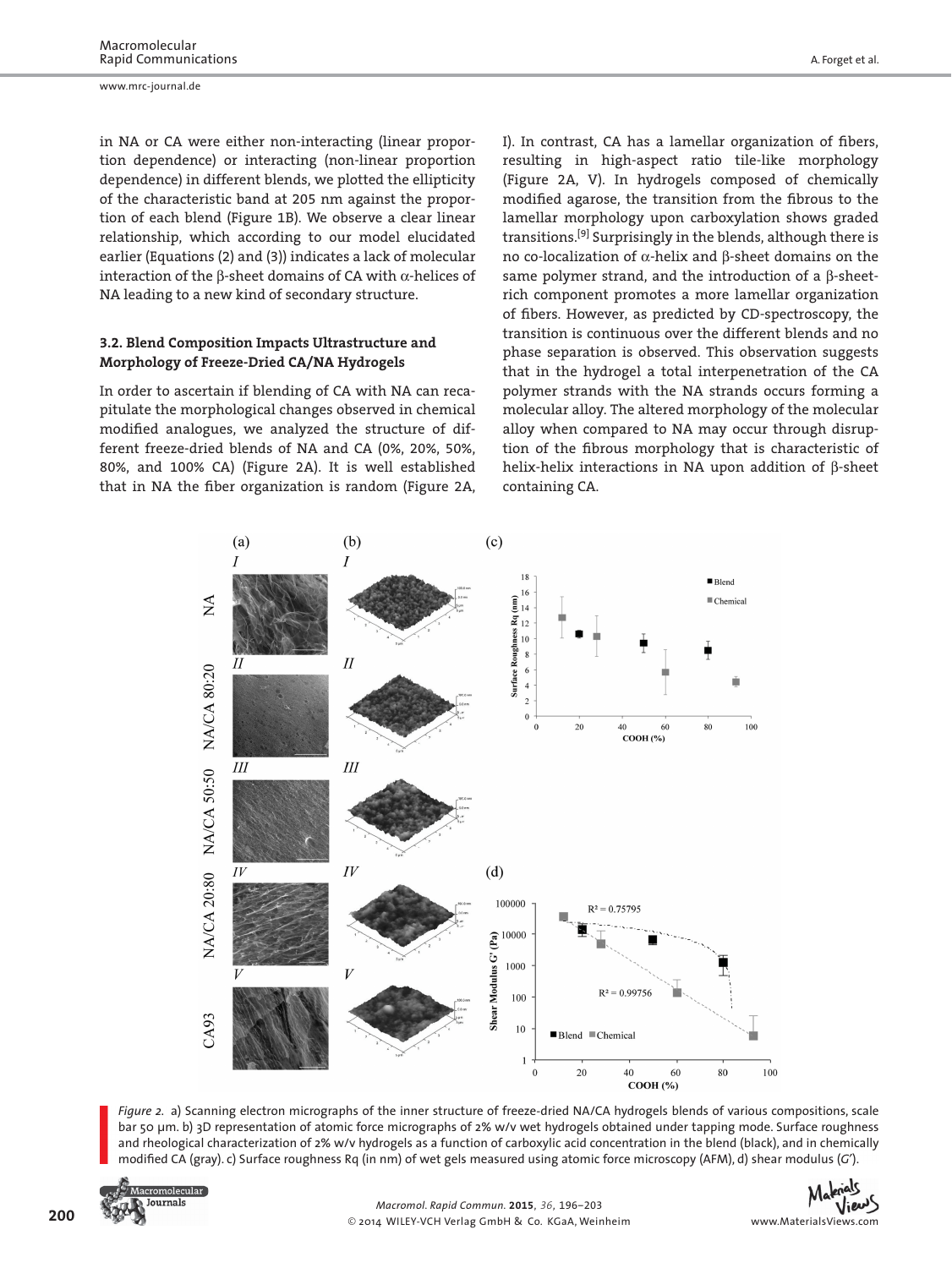in NA or CA were either non-interacting (linear proportion dependence) or interacting (non-linear proportion dependence) in different blends, we plotted the ellipticity of the characteristic band at 205 nm against the proportion of each blend (Figure 1B). We observe a clear linear relationship, which according to our model elucidated earlier (Equations (2) and (3)) indicates a lack of molecular interaction of the β-sheet domains of CA with α-helices of NA leading to a new kind of secondary structure.

### 3.2. Blend Composition Impacts Ultrastructure and Morphology of Freeze-Dried CA/NA Hydrogels

In order to ascertain if blending of CA with NA can recapitulate the morphological changes observed in chemical modified analogues, we analyzed the structure of different freeze-dried blends of NA and CA (0%, 20%, 50%, 80%, and 100% CA) (Figure 2A). It is well established that in NA the fiber organization is random (Figure 2A, I). In contrast, CA has a lamellar organization of fibers, resulting in high-aspect ratio tile-like morphology (Figure 2A, V). In hydrogels composed of chemically modified agarose, the transition from the fibrous to the lamellar morphology upon carboxylation shows graded transitions.[9] Surprisingly in the blends, although there is no co-localization of α-helix and β-sheet domains on the same polymer strand, and the introduction of a β-sheet-rich component promotes a more lamellar organization of fibers. However, as predicted by CD-spectroscopy, the transition is continuous over the different blends and no phase separation is observed. This observation suggests that in the hydrogel a total interpenetration of the CA polymer strands with the NA strands occurs forming a molecular alloy. The altered morphology of the molecular alloy when compared to NA may occur through disruption of the fibrous morphology that is characteristic of helix-helix interactions in NA upon addition of β-sheet containing CA.

*Figure 2.* a) Scanning electron micrographs of the inner structure of freeze-dried NA/CA hydrogels blends of various compositions, scale bar 50 µm. b) 3D representation of atomic force micrographs of 2% w/v wet hydrogels obtained under tapping mode. Surface roughness and rheological characterization of 2% w/v hydrogels as a function of carboxylic acid concentration in the blend (black), and in chemically modified CA (gray). c) Surface roughness Rq (in nm) of wet gels measured using atomic force microscopy (AFM), d) shear modulus ($G'$).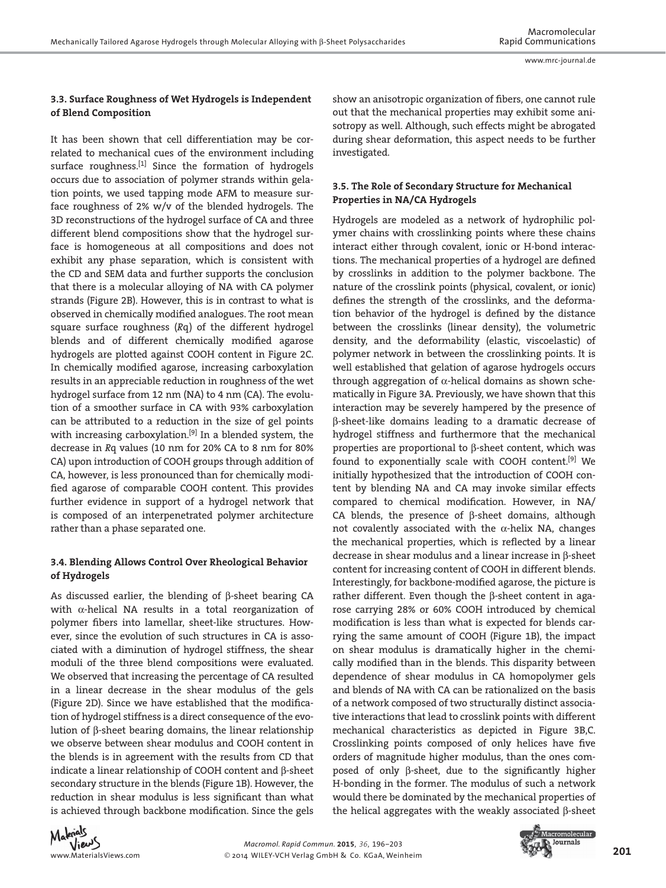### 3.3. Surface Roughness of Wet Hydrogels is Independent of Blend Composition

It has been shown that cell differentiation may be correlated to mechanical cues of the environment including surface roughness.[1] Since the formation of hydrogels occurs due to association of polymer strands within gelation points, we used tapping mode AFM to measure surface roughness of 2% w/v of the blended hydrogels. The 3D reconstructions of the hydrogel surface of CA and three different blend compositions show that the hydrogel surface is homogeneous at all compositions and does not exhibit any phase separation, which is consistent with the CD and SEM data and further supports the conclusion that there is a molecular alloying of NA with CA polymer strands (Figure 2B). However, this is in contrast to what is observed in chemically modified analogues. The root mean square surface roughness ($Rq$) of the different hydrogel blends and of different chemically modified agarose hydrogels are plotted against COOH content in Figure 2C. In chemically modified agarose, increasing carboxylation results in an appreciable reduction in roughness of the wet hydrogel surface from 12 nm (NA) to 4 nm (CA). The evolution of a smoother surface in CA with 93% carboxylation can be attributed to a reduction in the size of gel points with increasing carboxylation.[9] In a blended system, the decrease in $Rq$ values (10 nm for 20% CA to 8 nm for 80% CA) upon introduction of COOH groups through addition of CA, however, is less pronounced than for chemically modified agarose of comparable COOH content. This provides further evidence in support of a hydrogel network that is composed of an interpenetrated polymer architecture rather than a phase separated one.

### 3.4. Blending Allows Control Over Rheological Behavior of Hydrogels

As discussed earlier, the blending of β-sheet bearing CA with α-helical NA results in a total reorganization of polymer fibers into lamellar, sheet-like structures. However, since the evolution of such structures in CA is associated with a diminution of hydrogel stiffness, the shear moduli of the three blend compositions were evaluated. We observed that increasing the percentage of CA resulted in a linear decrease in the shear modulus of the gels (Figure 2D). Since we have established that the modification of hydrogel stiffness is a direct consequence of the evolution of β-sheet bearing domains, the linear relationship we observe between shear modulus and COOH content in the blends is in agreement with the results from CD that indicate a linear relationship of COOH content and β-sheet secondary structure in the blends (Figure 1B). However, the reduction in shear modulus is less significant than what is achieved through backbone modification. Since the gels show an anisotropic organization of fibers, one cannot rule out that the mechanical properties may exhibit some anisotropy as well. Although, such effects might be abrogated during shear deformation, this aspect needs to be further investigated.

### 3.5. The Role of Secondary Structure for Mechanical Properties in NA/CA Hydrogels

Hydrogels are modeled as a network of hydrophilic polymer chains with crosslinking points where these chains interact either through covalent, ionic or H-bond interactions. The mechanical properties of a hydrogel are defined by crosslinks in addition to the polymer backbone. The nature of the crosslink points (physical, covalent, or ionic) defines the strength of the crosslinks, and the deformation behavior of the hydrogel is defined by the distance between the crosslinks (linear density), the volumetric density, and the deformability (elastic, viscoelastic) of polymer network in between the crosslinking points. It is well established that gelation of agarose hydrogels occurs through aggregation of α-helical domains as shown schematically in Figure 3A. Previously, we have shown that this interaction may be severely hampered by the presence of β-sheet-like domains leading to a dramatic decrease of hydrogel stiffness and furthermore that the mechanical properties are proportional to β-sheet content, which was found to exponentially scale with COOH content.[9] We initially hypothesized that the introduction of COOH content by blending NA and CA may invoke similar effects compared to chemical modification. However, in NA/CA blends, the presence of β-sheet domains, although not covalently associated with the α-helix NA, changes the mechanical properties, which is reflected by a linear decrease in shear modulus and a linear increase in β-sheet content for increasing content of COOH in different blends. Interestingly, for backbone-modified agarose, the picture is rather different. Even though the β-sheet content in agarose carrying 28% or 60% COOH introduced by chemical modification is less than what is expected for blends carrying the same amount of COOH (Figure 1B), the impact on shear modulus is dramatically higher in the chemically modified than in the blends. This disparity between dependence of shear modulus in CA homopolymer gels and blends of NA with CA can be rationalized on the basis of a network composed of two structurally distinct associative interactions that lead to crosslink points with different mechanical characteristics as depicted in Figure 3B,C. Crosslinking points composed of only helices have five orders of magnitude higher modulus, than the ones composed of only β-sheet, due to the significantly higher H-bonding in the former. The modulus of such a network would there be dominated by the mechanical properties of the helical aggregates with the weakly associated β-sheet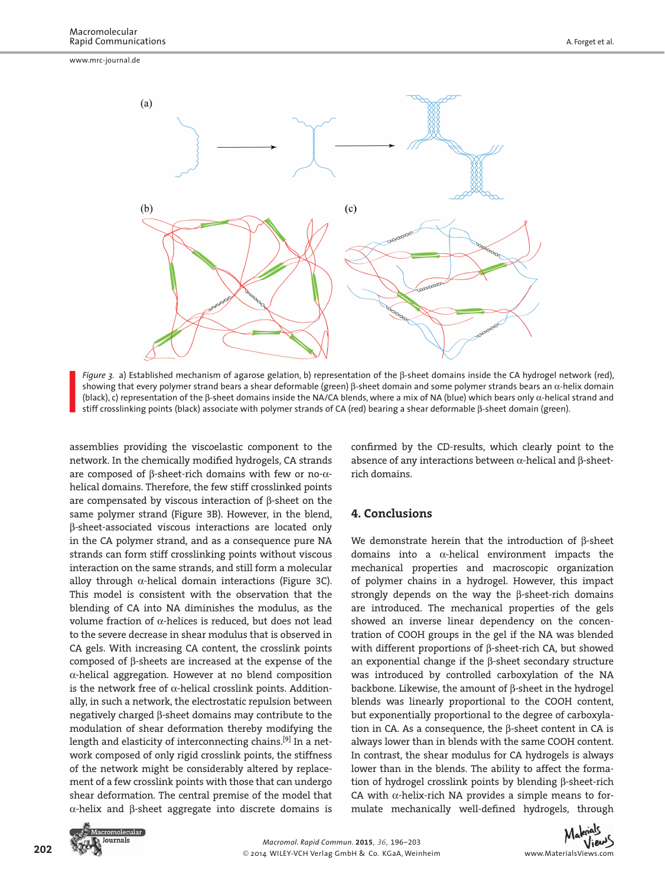*Figure 3.* a) Established mechanism of agarose gelation, b) representation of the β-sheet domains inside the CA hydrogel network (red), showing that every polymer strand bears a shear deformable (green) β-sheet domain and some polymer strands bears an α-helix domain (black), c) representation of the β-sheet domains inside the NA/CA blends, where a mix of NA (blue) which bears only α-helical strand and stiff crosslinking points (black) associate with polymer strands of CA (red) bearing a shear deformable β-sheet domain (green).

assemblies providing the viscoelastic component to the network. In the chemically modified hydrogels, CA strands are composed of β-sheet-rich domains with few or no-α-helical domains. Therefore, the few stiff crosslinked points are compensated by viscous interaction of β-sheet on the same polymer strand (Figure 3B). However, in the blend, β-sheet-associated viscous interactions are located only in the CA polymer strand, and as a consequence pure NA strands can form stiff crosslinking points without viscous interaction on the same strands, and still form a molecular alloy through α-helical domain interactions (Figure 3C). This model is consistent with the observation that the blending of CA into NA diminishes the modulus, as the volume fraction of α-helices is reduced, but does not lead to the severe decrease in shear modulus that is observed in CA gels. With increasing CA content, the crosslink points composed of β-sheets are increased at the expense of the α-helical aggregation. However at no blend composition is the network free of α-helical crosslink points. Additionally, in such a network, the electrostatic repulsion between negatively charged β-sheet domains may contribute to the modulation of shear deformation thereby modifying the length and elasticity of interconnecting chains.[9] In a network composed of only rigid crosslink points, the stiffness of the network might be considerably altered by replacement of a few crosslink points with those that can undergo shear deformation. The central premise of the model that α-helix and β-sheet aggregate into discrete domains is confirmed by the CD-results, which clearly point to the absence of any interactions between α-helical and β-sheet-rich domains.

## 4. Conclusions

We demonstrate herein that the introduction of β-sheet domains into a α-helical environment impacts the mechanical properties and macroscopic organization of polymer chains in a hydrogel. However, this impact strongly depends on the way the β-sheet-rich domains are introduced. The mechanical properties of the gels showed an inverse linear dependency on the concentration of COOH groups in the gel if the NA was blended with different proportions of β-sheet-rich CA, but showed an exponential change if the β-sheet secondary structure was introduced by controlled carboxylation of the NA backbone. Likewise, the amount of β-sheet in the hydrogel blends was linearly proportional to the COOH content, but exponentially proportional to the degree of carboxylation in CA. As a consequence, the β-sheet content in CA is always lower than in blends with the same COOH content. In contrast, the shear modulus for CA hydrogels is always lower than in the blends. The ability to affect the formation of hydrogel crosslink points by blending β-sheet-rich CA with α-helix-rich NA provides a simple means to formulate mechanically well-defined hydrogels, through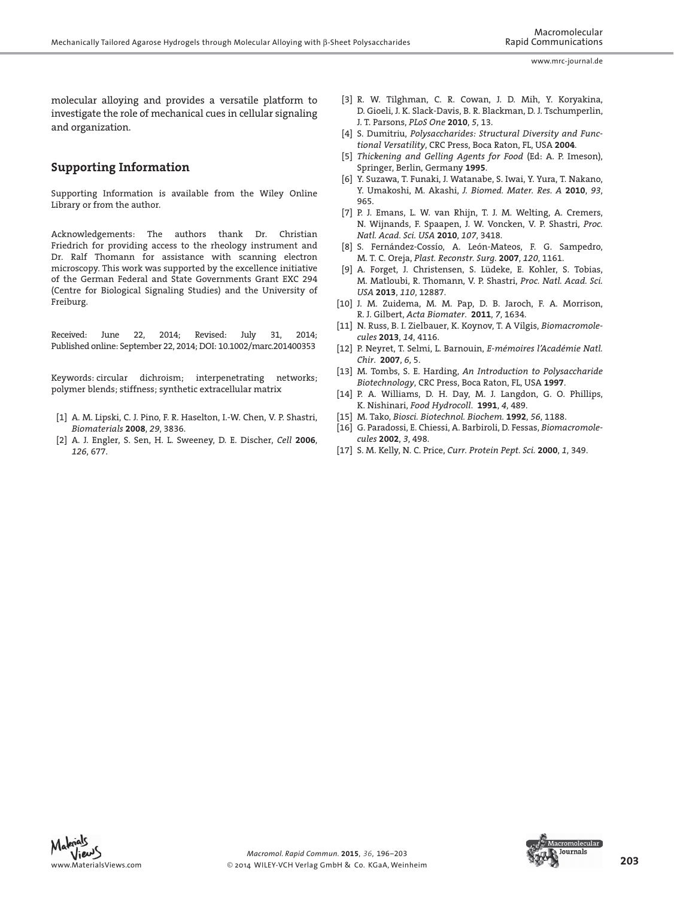molecular alloying and provides a versatile platform to investigate the role of mechanical cues in cellular signaling and organization.

## Supporting Information

Supporting Information is available from the Wiley Online Library or from the author.

Acknowledgements: The authors thank Dr. Christian Friedrich for providing access to the rheology instrument and Dr. Ralf Thomann for assistance with scanning electron microscopy. This work was supported by the excellence initiative of the German Federal and State Governments Grant EXC 294 (Centre for Biological Signaling Studies) and the University of Freiburg.

Received: June 22, 2014; Revised: July 31, 2014; Published online: September 22, 2014; DOI: 10.1002/marc.201400353

Keywords: circular dichroism; interpenetrating networks; polymer blends; stiffness; synthetic extracellular matrix

[1] A. M. Lipski, C. J. Pino, F. R. Haselton, I.-W. Chen, V. P. Shastri, *Biomaterials* **2008**, *29*, 3836.

[2] A. J. Engler, S. Sen, H. L. Sweeney, D. E. Discher, *Cell* **2006**, *126*, 677.

[3] R. W. Tilghman, C. R. Cowan, J. D. Mih, Y. Koryakina, D. Gioeli, J. K. Slack-Davis, B. R. Blackman, D. J. Tschumperlin, J. T. Parsons, *PLoS One* **2010**, *5*, 13.

[4] S. Dumitriu, *Polysaccharides: Structural Diversity and Functional Versatility*, CRC Press, Boca Raton, FL, USA **2004**.

[5] *Thickening and Gelling Agents for Food* (Ed: A. P. Imeson), Springer, Berlin, Germany **1995**.

[6] Y. Suzawa, T. Funaki, J. Watanabe, S. Iwai, Y. Yura, T. Nakano, Y. Umakoshi, M. Akashi, *J. Biomed. Mater. Res. A* **2010**, *93*, 965.

[7] P. J. Emans, L. W. van Rhijn, T. J. M. Welting, A. Cremers, N. Wijnands, F. Spaapen, J. W. Voncken, V. P. Shastri, *Proc. Natl. Acad. Sci. USA* **2010**, *107*, 3418.

[8] S. Fernández-Cossío, A. León-Mateos, F. G. Sampedro, M. T. C. Oreja, *Plast. Reconstr. Surg.* **2007**, *120*, 1161.

[9] A. Forget, J. Christensen, S. Lüdeke, E. Kohler, S. Tobias, M. Matloubi, R. Thomann, V. P. Shastri, *Proc. Natl. Acad. Sci. USA* **2013**, *110*, 12887.

[10] J. M. Zuidema, M. M. Pap, D. B. Jaroch, F. A. Morrison, R. J. Gilbert, *Acta Biomater.* **2011**, *7*, 1634.

[11] N. Russ, B. I. Zielbauer, K. Koynov, T. A Vilgis, *Biomacromolecules* **2013**, *14*, 4116.

[12] P. Neyret, T. Selmi, L. Barnouin, *E-mémoires l'Académie Natl. Chir.* **2007**, *6*, 5.

[13] M. Tombs, S. E. Harding, *An Introduction to Polysaccharide Biotechnology*, CRC Press, Boca Raton, FL, USA **1997**.

[14] P. A. Williams, D. H. Day, M. J. Langdon, G. O. Phillips, K. Nishinari, *Food Hydrocoll.* **1991**, *4*, 489.

[15] M. Tako, *Biosci. Biotechnol. Biochem.* **1992**, *56*, 1188.

[16] G. Paradossi, E. Chiessi, A. Barbiroli, D. Fessas, *Biomacromolecules* **2002**, *3*, 498.

[17] S. M. Kelly, N. C. Price, *Curr. Protein Pept. Sci.* **2000**, *1*, 349.